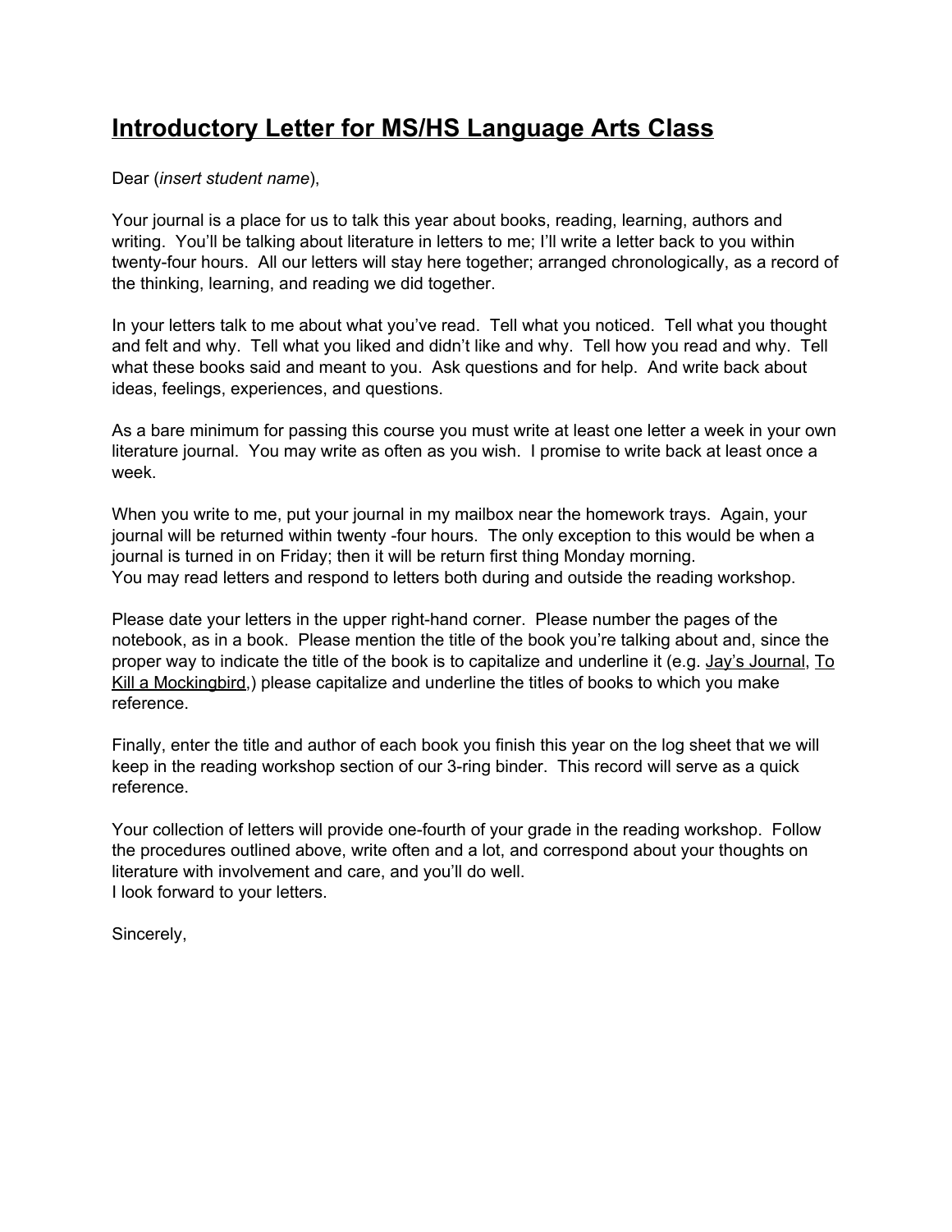# <u>Introductory Letter for MS/HS Language Arts Class</u>

Dear (*insert student name*),

Your journal is a place for us to talk this year about books, reading, learning, authors and writing. You'll be talking about literature in letters to me; I'll write a letter back to you within twenty-four hours. All our letters will stay here together; arranged chronologically, as a record of the thinking, learning, and reading we did together.

In your letters talk to me about what you've read. Tell what you noticed. Tell what you thought and felt and why. Tell what you liked and didn't like and why. Tell how you read and why. Tell what these books said and meant to you. Ask questions and for help. And write back about ideas, feelings, experiences, and questions.

As a bare minimum for passing this course you must write at least one letter a week in your own literature journal. You may write as often as you wish. I promise to write back at least once a week.

When you write to me, put your journal in my mailbox near the homework trays. Again, your journal will be returned within twenty -four hours. The only exception to this would be when a journal is turned in on Friday; then it will be return first thing Monday morning.
You may read letters and respond to letters both during and outside the reading workshop.

Please date your letters in the upper right-hand corner. Please number the pages of the notebook, as in a book. Please mention the title of the book you're talking about and, since the proper way to indicate the title of the book is to capitalize and underline it (e.g. <u>Jay's Journal</u>, <u>To Kill a Mockingbird</u>,) please capitalize and underline the titles of books to which you make reference.

Finally, enter the title and author of each book you finish this year on the log sheet that we will keep in the reading workshop section of our 3-ring binder. This record will serve as a quick reference.

Your collection of letters will provide one-fourth of your grade in the reading workshop. Follow the procedures outlined above, write often and a lot, and correspond about your thoughts on literature with involvement and care, and you'll do well.
I look forward to your letters.

Sincerely,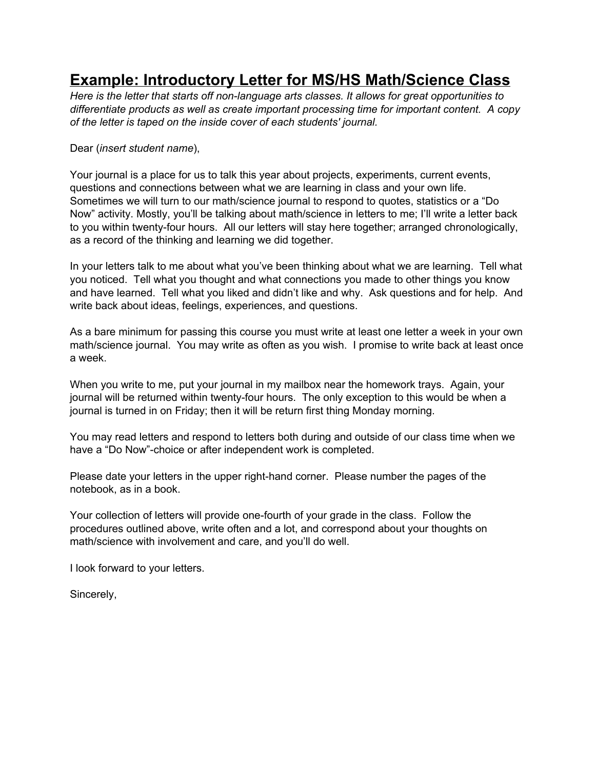# Example: Introductory Letter for MS/HS Math/Science Class

*Here is the letter that starts off non-language arts classes. It allows for great opportunities to differentiate products as well as create important processing time for important content. A copy of the letter is taped on the inside cover of each students' journal.*

Dear (*insert student name*),

Your journal is a place for us to talk this year about projects, experiments, current events, questions and connections between what we are learning in class and your own life. Sometimes we will turn to our math/science journal to respond to quotes, statistics or a "Do Now" activity. Mostly, you'll be talking about math/science in letters to me; I'll write a letter back to you within twenty-four hours. All our letters will stay here together; arranged chronologically, as a record of the thinking and learning we did together.

In your letters talk to me about what you've been thinking about what we are learning. Tell what you noticed. Tell what you thought and what connections you made to other things you know and have learned. Tell what you liked and didn't like and why. Ask questions and for help. And write back about ideas, feelings, experiences, and questions.

As a bare minimum for passing this course you must write at least one letter a week in your own math/science journal. You may write as often as you wish. I promise to write back at least once a week.

When you write to me, put your journal in my mailbox near the homework trays. Again, your journal will be returned within twenty-four hours. The only exception to this would be when a journal is turned in on Friday; then it will be return first thing Monday morning.

You may read letters and respond to letters both during and outside of our class time when we have a "Do Now"-choice or after independent work is completed.

Please date your letters in the upper right-hand corner. Please number the pages of the notebook, as in a book.

Your collection of letters will provide one-fourth of your grade in the class. Follow the procedures outlined above, write often and a lot, and correspond about your thoughts on math/science with involvement and care, and you'll do well.

I look forward to your letters.

Sincerely,